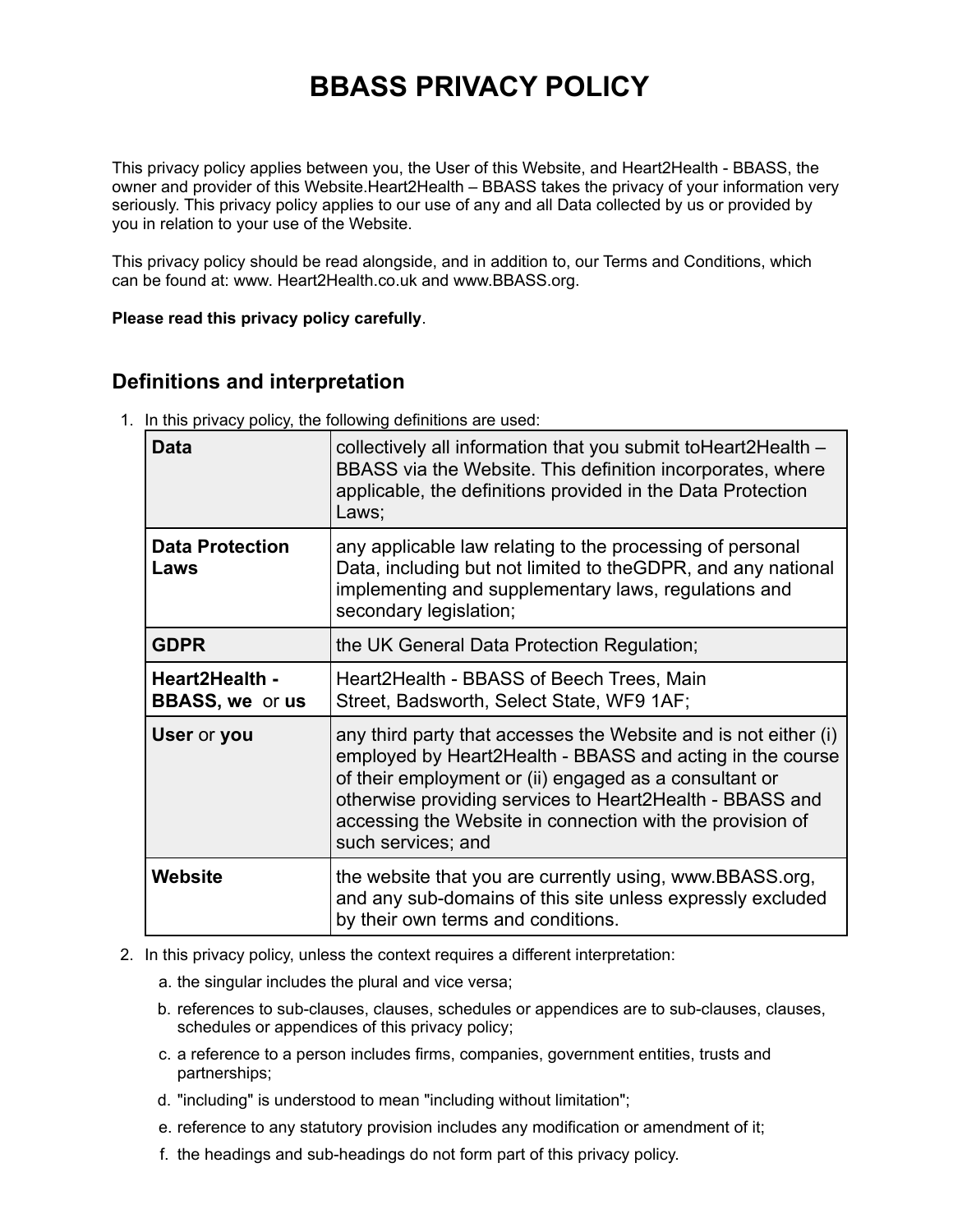# BBASS PRIVACY POLICY

This privacy policy applies between you, the User of this Website, and Heart2Health - BBASS, the owner and provider of this Website.Heart2Health – BBASS takes the privacy of your information very seriously. This privacy policy applies to our use of any and all Data collected by us or provided by you in relation to your use of the Website.

This privacy policy should be read alongside, and in addition to, our Terms and Conditions, which can be found at: www. Heart2Health.co.uk and www.BBASS.org.

**Please read this privacy policy carefully**.

## Definitions and interpretation

1. In this privacy policy, the following definitions are used:

| | |
|---|---|
| **Data** | collectively all information that you submit toHeart2Health – BBASS via the Website. This definition incorporates, where applicable, the definitions provided in the Data Protection Laws; |
| **Data Protection Laws** | any applicable law relating to the processing of personal Data, including but not limited to theGDPR, and any national implementing and supplementary laws, regulations and secondary legislation; |
| **GDPR** | the UK General Data Protection Regulation; |
| **Heart2Health - BBASS, we** or **us** | Heart2Health - BBASS of Beech Trees, Main Street, Badsworth, Select State, WF9 1AF; |
| **User** or **you** | any third party that accesses the Website and is not either (i) employed by Heart2Health - BBASS and acting in the course of their employment or (ii) engaged as a consultant or otherwise providing services to Heart2Health - BBASS and accessing the Website in connection with the provision of such services; and |
| **Website** | the website that you are currently using, www.BBASS.org, and any sub-domains of this site unless expressly excluded by their own terms and conditions. |

2. In this privacy policy, unless the context requires a different interpretation:
   a. the singular includes the plural and vice versa;
   b. references to sub-clauses, clauses, schedules or appendices are to sub-clauses, clauses, schedules or appendices of this privacy policy;
   c. a reference to a person includes firms, companies, government entities, trusts and partnerships;
   d. "including" is understood to mean "including without limitation";
   e. reference to any statutory provision includes any modification or amendment of it;
   f. the headings and sub-headings do not form part of this privacy policy.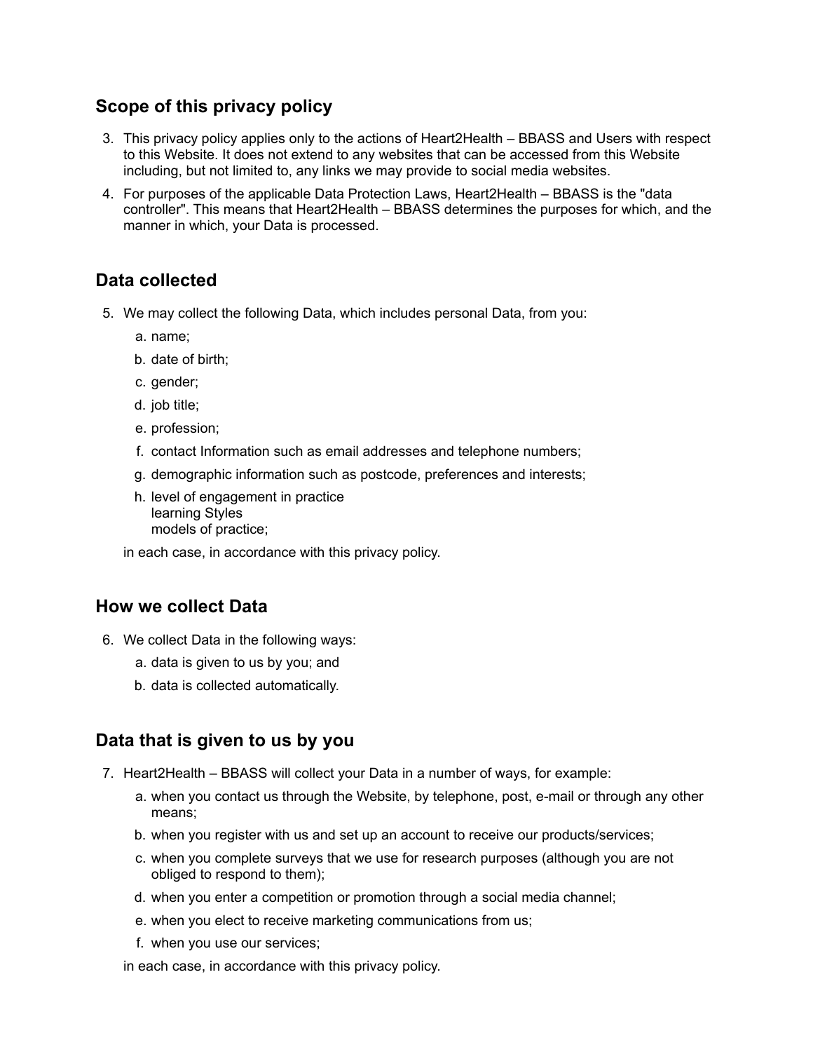## Scope of this privacy policy

3. This privacy policy applies only to the actions of Heart2Health – BBASS and Users with respect to this Website. It does not extend to any websites that can be accessed from this Website including, but not limited to, any links we may provide to social media websites.
4. For purposes of the applicable Data Protection Laws, Heart2Health – BBASS is the "data controller". This means that Heart2Health – BBASS determines the purposes for which, and the manner in which, your Data is processed.

## Data collected

5. We may collect the following Data, which includes personal Data, from you:
    a. name;
    b. date of birth;
    c. gender;
    d. job title;
    e. profession;
    f. contact Information such as email addresses and telephone numbers;
    g. demographic information such as postcode, preferences and interests;
    h. level of engagement in practice
       learning Styles
       models of practice;

    in each case, in accordance with this privacy policy.

## How we collect Data

6. We collect Data in the following ways:
    a. data is given to us by you; and
    b. data is collected automatically.

## Data that is given to us by you

7. Heart2Health – BBASS will collect your Data in a number of ways, for example:
    a. when you contact us through the Website, by telephone, post, e-mail or through any other means;
    b. when you register with us and set up an account to receive our products/services;
    c. when you complete surveys that we use for research purposes (although you are not obliged to respond to them);
    d. when you enter a competition or promotion through a social media channel;
    e. when you elect to receive marketing communications from us;
    f. when you use our services;

    in each case, in accordance with this privacy policy.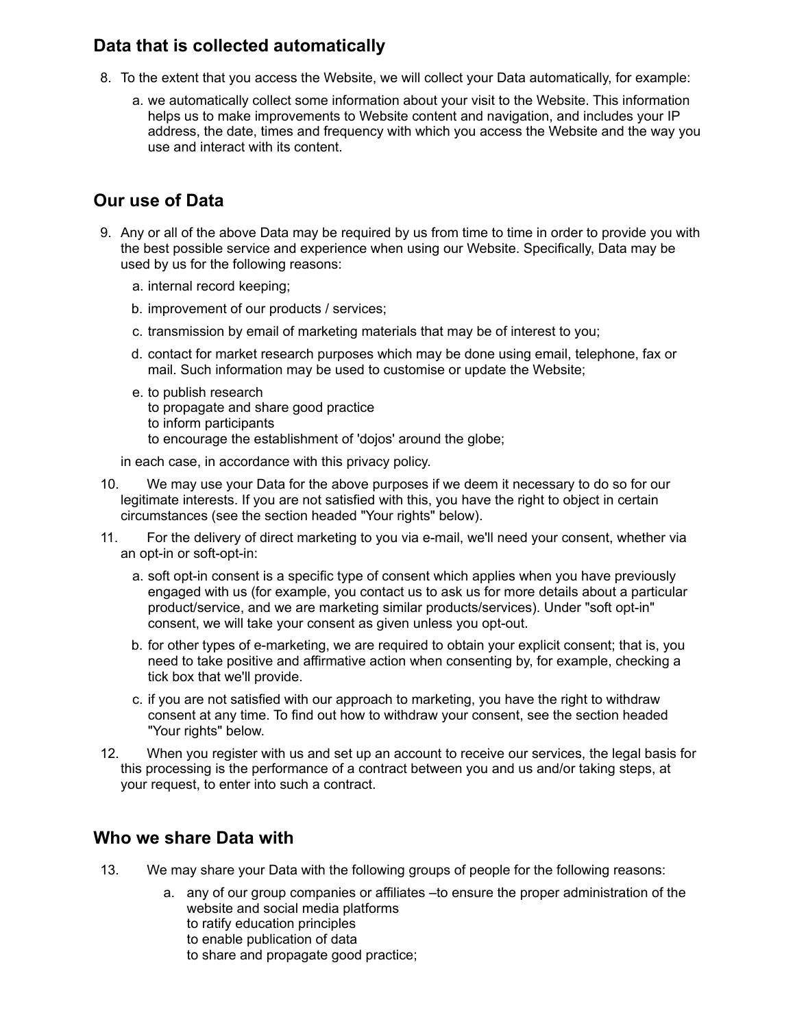## Data that is collected automatically

8. To the extent that you access the Website, we will collect your Data automatically, for example:

    a. we automatically collect some information about your visit to the Website. This information helps us to make improvements to Website content and navigation, and includes your IP address, the date, times and frequency with which you access the Website and the way you use and interact with its content.

## Our use of Data

9. Any or all of the above Data may be required by us from time to time in order to provide you with the best possible service and experience when using our Website. Specifically, Data may be used by us for the following reasons:

    a. internal record keeping;

    b. improvement of our products / services;

    c. transmission by email of marketing materials that may be of interest to you;

    d. contact for market research purposes which may be done using email, telephone, fax or mail. Such information may be used to customise or update the Website;

    e. to publish research
    to propagate and share good practice
    to inform participants
    to encourage the establishment of 'dojos' around the globe;

    in each case, in accordance with this privacy policy.

10. We may use your Data for the above purposes if we deem it necessary to do so for our legitimate interests. If you are not satisfied with this, you have the right to object in certain circumstances (see the section headed "Your rights" below).

11. For the delivery of direct marketing to you via e-mail, we'll need your consent, whether via an opt-in or soft-opt-in:

    a. soft opt-in consent is a specific type of consent which applies when you have previously engaged with us (for example, you contact us to ask us for more details about a particular product/service, and we are marketing similar products/services). Under "soft opt-in" consent, we will take your consent as given unless you opt-out.

    b. for other types of e-marketing, we are required to obtain your explicit consent; that is, you need to take positive and affirmative action when consenting by, for example, checking a tick box that we'll provide.

    c. if you are not satisfied with our approach to marketing, you have the right to withdraw consent at any time. To find out how to withdraw your consent, see the section headed "Your rights" below.

12. When you register with us and set up an account to receive our services, the legal basis for this processing is the performance of a contract between you and us and/or taking steps, at your request, to enter into such a contract.

## Who we share Data with

13. We may share your Data with the following groups of people for the following reasons:

    a. any of our group companies or affiliates –to ensure the proper administration of the website and social media platforms
    to ratify education principles
    to enable publication of data
    to share and propagate good practice;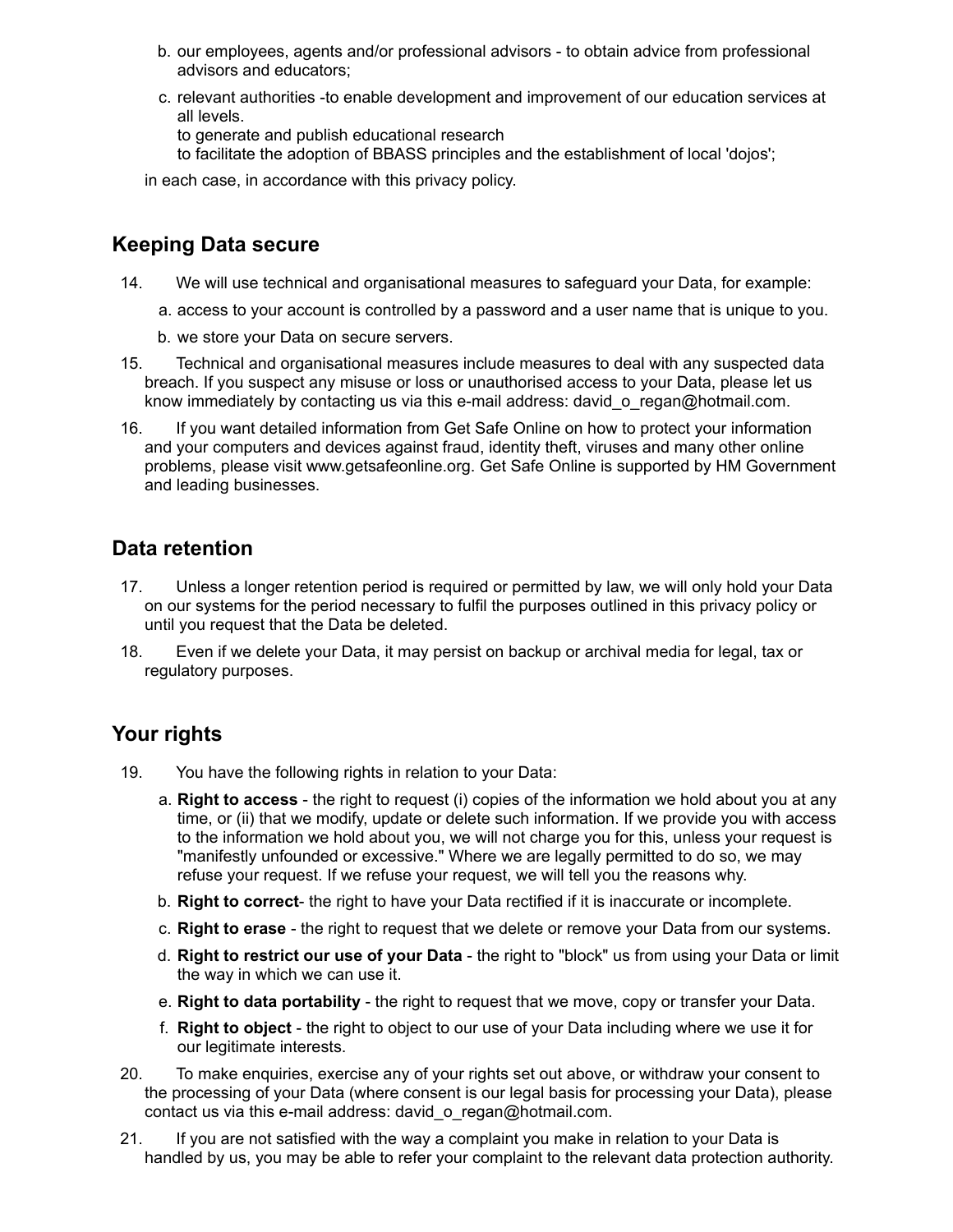b. our employees, agents and/or professional advisors - to obtain advice from professional advisors and educators;

c. relevant authorities -to enable development and improvement of our education services at all levels.
   to generate and publish educational research
   to facilitate the adoption of BBASS principles and the establishment of local 'dojos';

in each case, in accordance with this privacy policy.

## Keeping Data secure

14. We will use technical and organisational measures to safeguard your Data, for example:

    a. access to your account is controlled by a password and a user name that is unique to you.

    b. we store your Data on secure servers.

15. Technical and organisational measures include measures to deal with any suspected data breach. If you suspect any misuse or loss or unauthorised access to your Data, please let us know immediately by contacting us via this e-mail address: david_o_regan@hotmail.com.

16. If you want detailed information from Get Safe Online on how to protect your information and your computers and devices against fraud, identity theft, viruses and many other online problems, please visit www.getsafeonline.org. Get Safe Online is supported by HM Government and leading businesses.

## Data retention

17. Unless a longer retention period is required or permitted by law, we will only hold your Data on our systems for the period necessary to fulfil the purposes outlined in this privacy policy or until you request that the Data be deleted.

18. Even if we delete your Data, it may persist on backup or archival media for legal, tax or regulatory purposes.

## Your rights

19. You have the following rights in relation to your Data:

    a. **Right to access** - the right to request (i) copies of the information we hold about you at any time, or (ii) that we modify, update or delete such information. If we provide you with access to the information we hold about you, we will not charge you for this, unless your request is "manifestly unfounded or excessive." Where we are legally permitted to do so, we may refuse your request. If we refuse your request, we will tell you the reasons why.

    b. **Right to correct**- the right to have your Data rectified if it is inaccurate or incomplete.

    c. **Right to erase** - the right to request that we delete or remove your Data from our systems.

    d. **Right to restrict our use of your Data** - the right to "block" us from using your Data or limit the way in which we can use it.

    e. **Right to data portability** - the right to request that we move, copy or transfer your Data.

    f. **Right to object** - the right to object to our use of your Data including where we use it for our legitimate interests.

20. To make enquiries, exercise any of your rights set out above, or withdraw your consent to the processing of your Data (where consent is our legal basis for processing your Data), please contact us via this e-mail address: david_o_regan@hotmail.com.

21. If you are not satisfied with the way a complaint you make in relation to your Data is handled by us, you may be able to refer your complaint to the relevant data protection authority.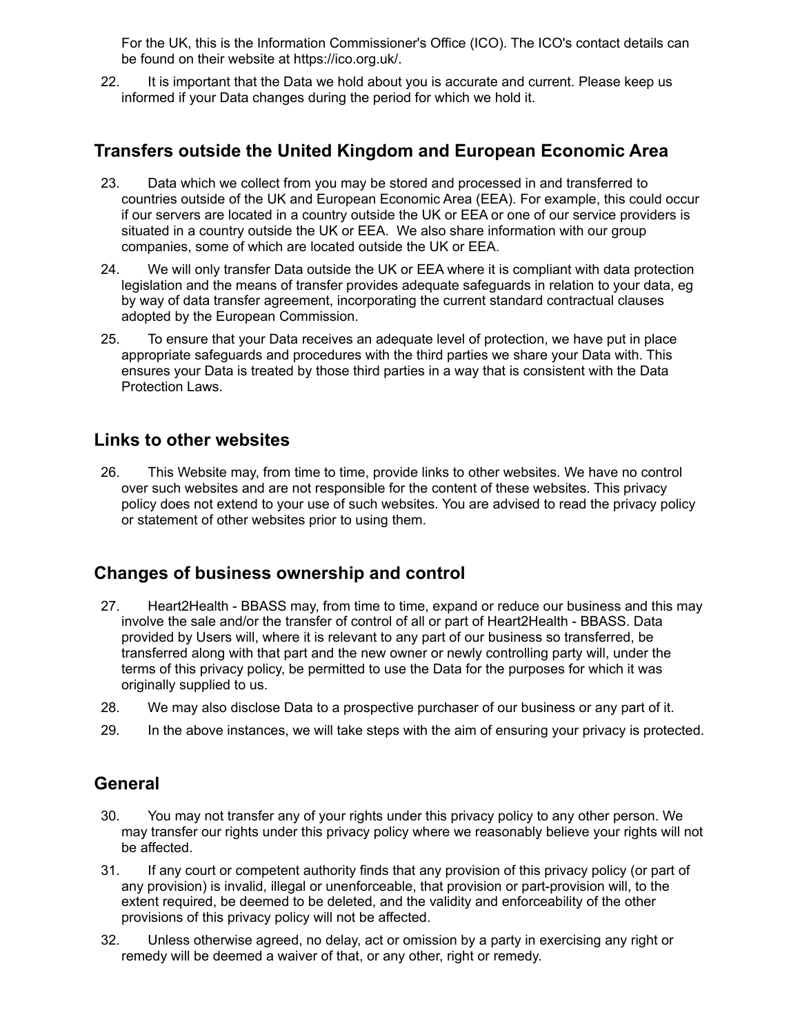For the UK, this is the Information Commissioner's Office (ICO). The ICO's contact details can be found on their website at https://ico.org.uk/.

22. It is important that the Data we hold about you is accurate and current. Please keep us informed if your Data changes during the period for which we hold it.

## Transfers outside the United Kingdom and European Economic Area

23. Data which we collect from you may be stored and processed in and transferred to countries outside of the UK and European Economic Area (EEA). For example, this could occur if our servers are located in a country outside the UK or EEA or one of our service providers is situated in a country outside the UK or EEA. We also share information with our group companies, some of which are located outside the UK or EEA.

24. We will only transfer Data outside the UK or EEA where it is compliant with data protection legislation and the means of transfer provides adequate safeguards in relation to your data, eg by way of data transfer agreement, incorporating the current standard contractual clauses adopted by the European Commission.

25. To ensure that your Data receives an adequate level of protection, we have put in place appropriate safeguards and procedures with the third parties we share your Data with. This ensures your Data is treated by those third parties in a way that is consistent with the Data Protection Laws.

## Links to other websites

26. This Website may, from time to time, provide links to other websites. We have no control over such websites and are not responsible for the content of these websites. This privacy policy does not extend to your use of such websites. You are advised to read the privacy policy or statement of other websites prior to using them.

## Changes of business ownership and control

27. Heart2Health - BBASS may, from time to time, expand or reduce our business and this may involve the sale and/or the transfer of control of all or part of Heart2Health - BBASS. Data provided by Users will, where it is relevant to any part of our business so transferred, be transferred along with that part and the new owner or newly controlling party will, under the terms of this privacy policy, be permitted to use the Data for the purposes for which it was originally supplied to us.

28. We may also disclose Data to a prospective purchaser of our business or any part of it.

29. In the above instances, we will take steps with the aim of ensuring your privacy is protected.

## General

30. You may not transfer any of your rights under this privacy policy to any other person. We may transfer our rights under this privacy policy where we reasonably believe your rights will not be affected.

31. If any court or competent authority finds that any provision of this privacy policy (or part of any provision) is invalid, illegal or unenforceable, that provision or part-provision will, to the extent required, be deemed to be deleted, and the validity and enforceability of the other provisions of this privacy policy will not be affected.

32. Unless otherwise agreed, no delay, act or omission by a party in exercising any right or remedy will be deemed a waiver of that, or any other, right or remedy.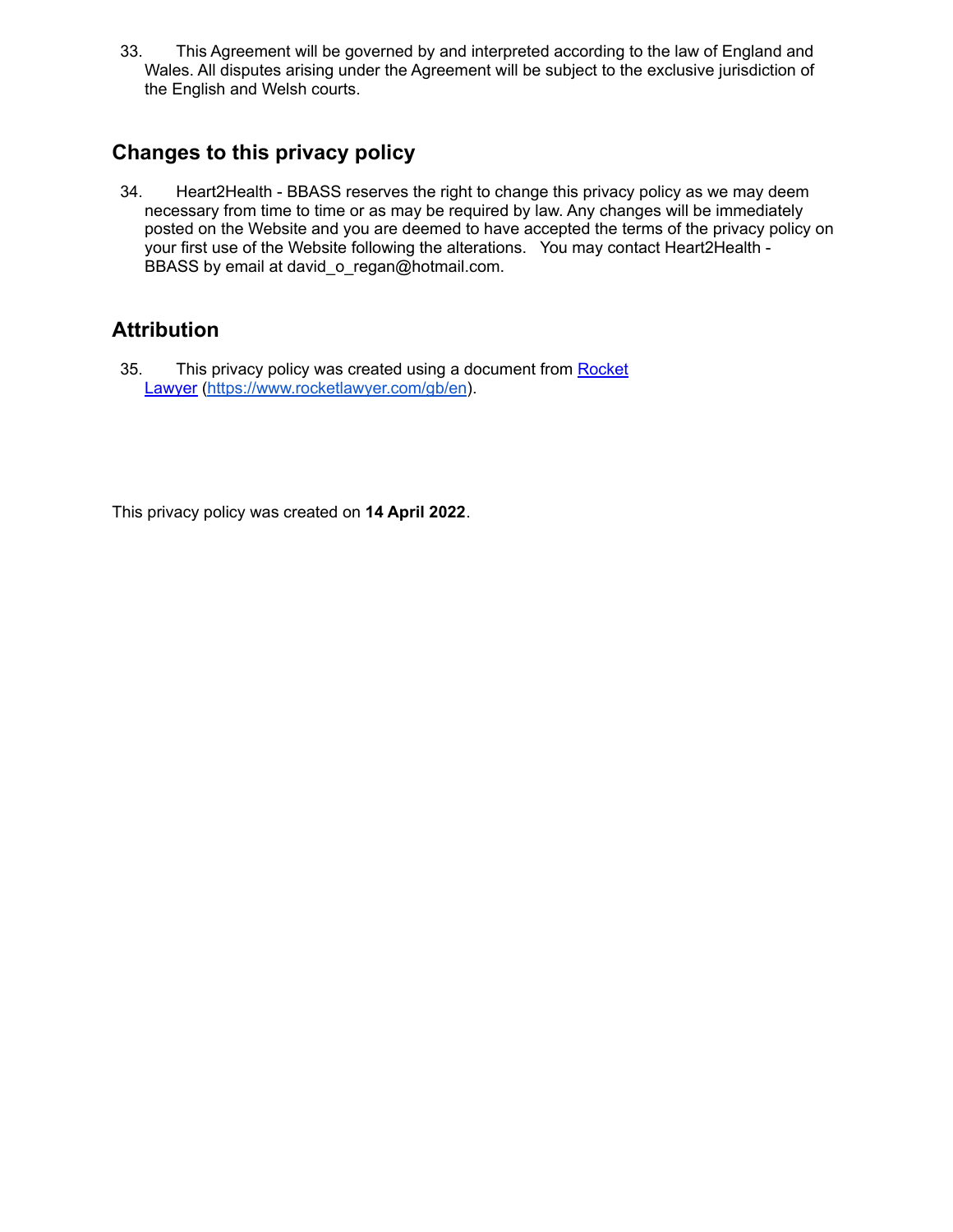33. This Agreement will be governed by and interpreted according to the law of England and Wales. All disputes arising under the Agreement will be subject to the exclusive jurisdiction of the English and Welsh courts.

## Changes to this privacy policy

34. Heart2Health - BBASS reserves the right to change this privacy policy as we may deem necessary from time to time or as may be required by law. Any changes will be immediately posted on the Website and you are deemed to have accepted the terms of the privacy policy on your first use of the Website following the alterations. You may contact Heart2Health - BBASS by email at david_o_regan@hotmail.com.

## Attribution

35. This privacy policy was created using a document from [Rocket Lawyer](https://www.rocketlawyer.com/gb/en) (https://www.rocketlawyer.com/gb/en).

This privacy policy was created on **14 April 2022**.